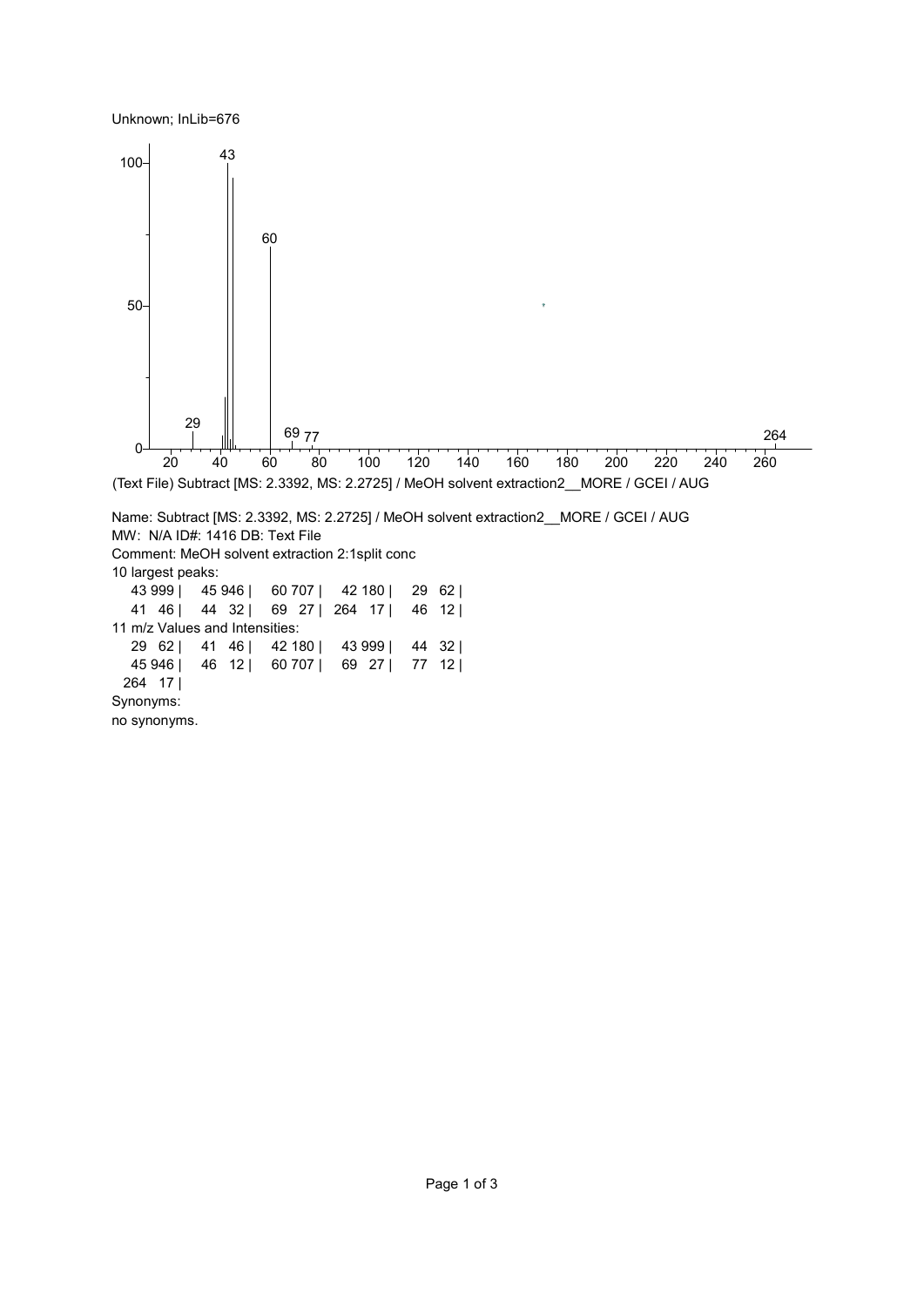Unknown; InLib=676

(Text File) Subtract [MS: 2.3392, MS: 2.2725] / MeOH solvent extraction2__MORE / GCEI / AUG

Name: Subtract [MS: 2.3392, MS: 2.2725] / MeOH solvent extraction2__MORE / GCEI / AUG
MW: N/A ID#: 1416 DB: Text File
Comment: MeOH solvent extraction 2:1split conc
10 largest peaks:
43 999 | 45 946 | 60 707 | 42 180 | 29 62 |
41 46 | 44 32 | 69 27 | 264 17 | 46 12 |
11 m/z Values and Intensities:
29 62 | 41 46 | 42 180 | 43 999 | 44 32 |
45 946 | 46 12 | 60 707 | 69 27 | 77 12 |
264 17 |
Synonyms:
no synonyms.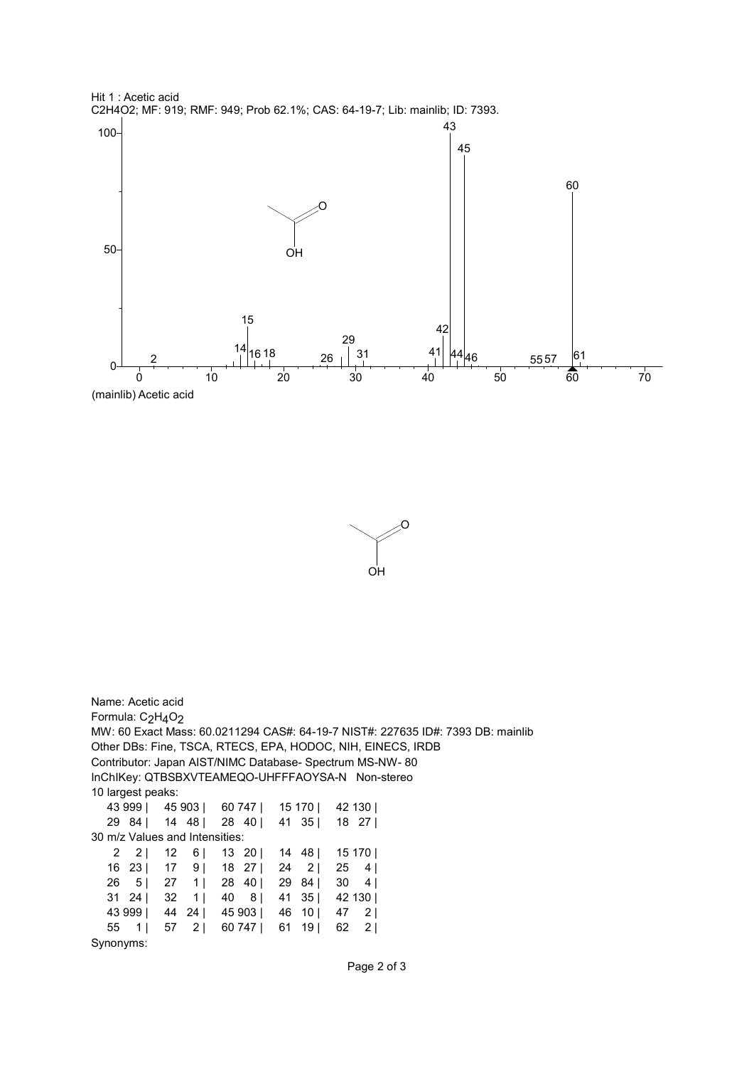Hit 1 : Acetic acid

$C_2H_4O_2$; MF: 919; RMF: 949; Prob 62.1%; CAS: 64-19-7; Lib: mainlib; ID: 7393.

(mainlib) Acetic acid

Name: Acetic acid

Formula: $C_2H_4O_2$

MW: 60 Exact Mass: 60.0211294 CAS#: 64-19-7 NIST#: 227635 ID#: 7393 DB: mainlib

Other DBs: Fine, TSCA, RTECS, EPA, HODOC, NIH, EINECS, IRDB

Contributor: Japan AIST/NIMC Database- Spectrum MS-NW- 80

InChIKey: QTBSBXVTEAMEQO-UHFFFAOYSA-N Non-stereo

10 largest peaks:

| | | | | |
|---|---|---|---|---|
| 43 999 | 45 903 | 60 747 | 15 170 | 42 130 |
| 29 84 | 14 48 | 28 40 | 41 35 | 18 27 |

30 m/z Values and Intensities:

| | | | | |
|---|---|---|---|---|
| 2 2 | 12 6 | 13 20 | 14 48 | 15 170 |
| 16 23 | 17 9 | 18 27 | 24 2 | 25 4 |
| 26 5 | 27 1 | 28 40 | 29 84 | 30 4 |
| 31 24 | 32 1 | 40 8 | 41 35 | 42 130 |
| 43 999 | 44 24 | 45 903 | 46 10 | 47 2 |
| 55 1 | 57 2 | 60 747 | 61 19 | 62 2 |

Synonyms: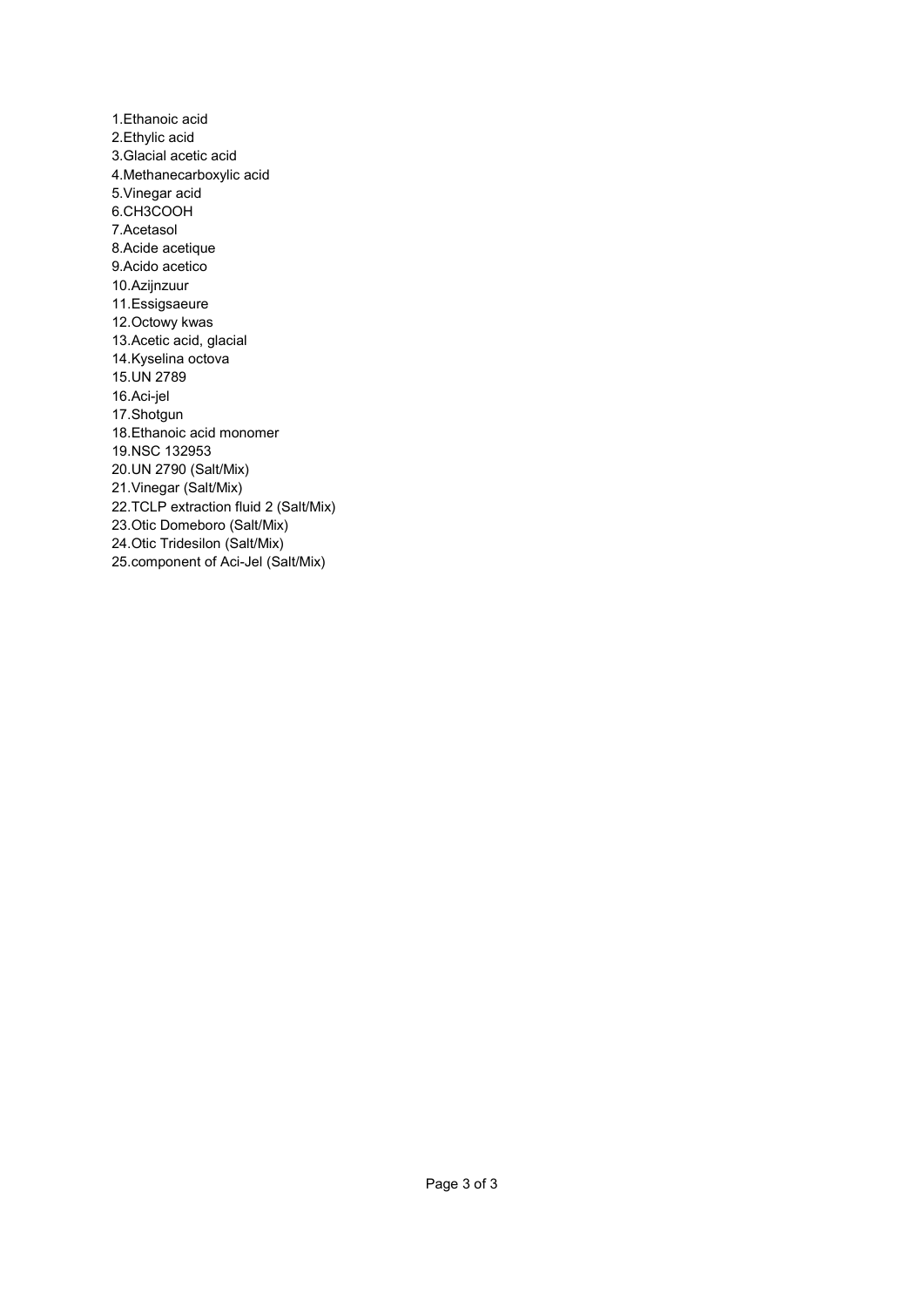1. Ethanoic acid
2. Ethylic acid
3. Glacial acetic acid
4. Methanecarboxylic acid
5. Vinegar acid
6. $CH_3COOH$
7. Acetasol
8. Acide acetique
9. Acido acetico
10. Azijnzuur
11. Essigsaeure
12. Octowy kwas
13. Acetic acid, glacial
14. Kyselina octova
15. UN 2789
16. Aci-jel
17. Shotgun
18. Ethanoic acid monomer
19. NSC 132953
20. UN 2790 (Salt/Mix)
21. Vinegar (Salt/Mix)
22. TCLP extraction fluid 2 (Salt/Mix)
23. Otic Domeboro (Salt/Mix)
24. Otic Tridesilon (Salt/Mix)
25. component of Aci-Jel (Salt/Mix)